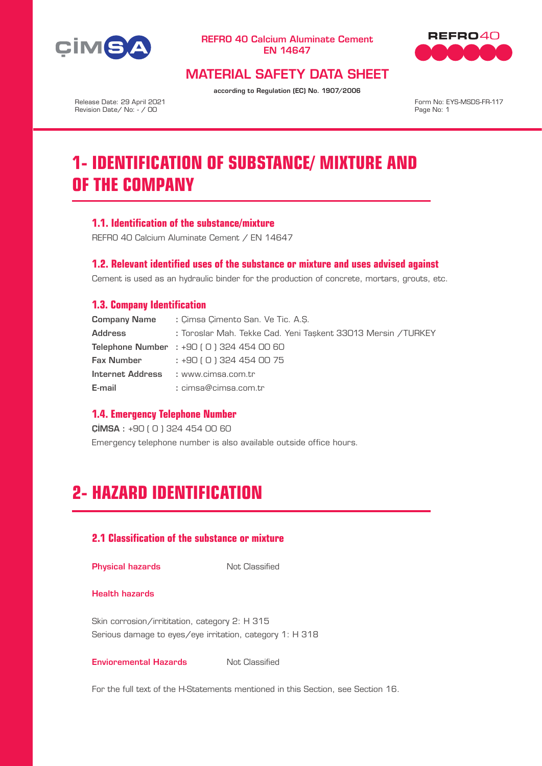REFRO 40 Calcium Aluminate Cement
EN 14647

# MATERIAL SAFETY DATA SHEET

according to Regulation (EC) No. 1907/2006

Release Date: 29 April 2021
Revision Date/ No: - / 00

Form No: EYS-MSDS-FR-117

# 1- IDENTIFICATION OF SUBSTANCE/ MIXTURE AND OF THE COMPANY

### 1.1. Identification of the substance/mixture

REFRO 40 Calcium Aluminate Cement / EN 14647

### 1.2. Relevant identified uses of the substance or mixture and uses advised against

Cement is used as an hydraulic binder for the production of concrete, mortars, grouts, etc.

### 1.3. Company Identification

| | |
|---|---|
| **Company Name** | : Çimsa Çimento San. Ve Tic. A.Ş. |
| **Address** | : Toroslar Mah. Tekke Cad. Yeni Taşkent 33013 Mersin /TURKEY |
| **Telephone Number** | : +90 ( 0 ) 324 454 00 60 |
| **Fax Number** | : +90 ( 0 ) 324 454 00 75 |
| **Internet Address** | : www.cimsa.com.tr |
| **E-mail** | : cimsa@cimsa.com.tr |

### 1.4. Emergency Telephone Number

**ÇİMSA** : +90 ( 0 ) 324 454 00 60

Emergency telephone number is also available outside office hours.

# 2- HAZARD IDENTIFICATION

### 2.1 Classification of the substance or mixture

**Physical hazards** Not Classified

**Health hazards**

Skin corrosion/irrititation, category 2: H 315
Serious damage to eyes/eye irritation, category 1: H 318

**Envioremental Hazards** Not Classified

For the full text of the H-Statements mentioned in this Section, see Section 16.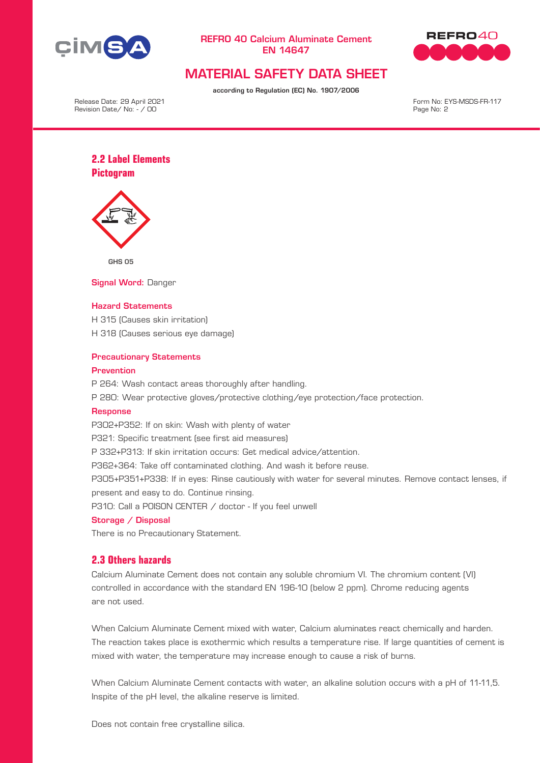## 2.2 Label Elements

### Pictogram

GHS 05

**Signal Word:** Danger

**Hazard Statements**

H 315 (Causes skin irritation)

H 318 (Causes serious eye damage)

**Precautionary Statements**

**Prevention**

P 264: Wash contact areas thoroughly after handling.

P 280: Wear protective gloves/protective clothing/eye protection/face protection.

**Response**

P302+P352: If on skin: Wash with plenty of water

P321: Specific treatment (see first aid measures)

P 332+P313: If skin irritation occurs: Get medical advice/attention.

P362+364: Take off contaminated clothing. And wash it before reuse.

P305+P351+P338: If in eyes: Rinse cautiously with water for several minutes. Remove contact lenses, if present and easy to do. Continue rinsing.

P310: Call a POISON CENTER / doctor - If you feel unwell

**Storage / Disposal**

There is no Precautionary Statement.

## 2.3 Others hazards

Calcium Aluminate Cement does not contain any soluble chromium VI. The chromium content (VI) controlled in accordance with the standard EN 196-10 (below 2 ppm). Chrome reducing agents are not used.

When Calcium Aluminate Cement mixed with water, Calcium aluminates react chemically and harden. The reaction takes place is exothermic which results a temperature rise. If large quantities of cement is mixed with water, the temperature may increase enough to cause a risk of burns.

When Calcium Aluminate Cement contacts with water, an alkaline solution occurs with a pH of 11-11,5. Inspite of the pH level, the alkaline reserve is limited.

Does not contain free crystalline silica.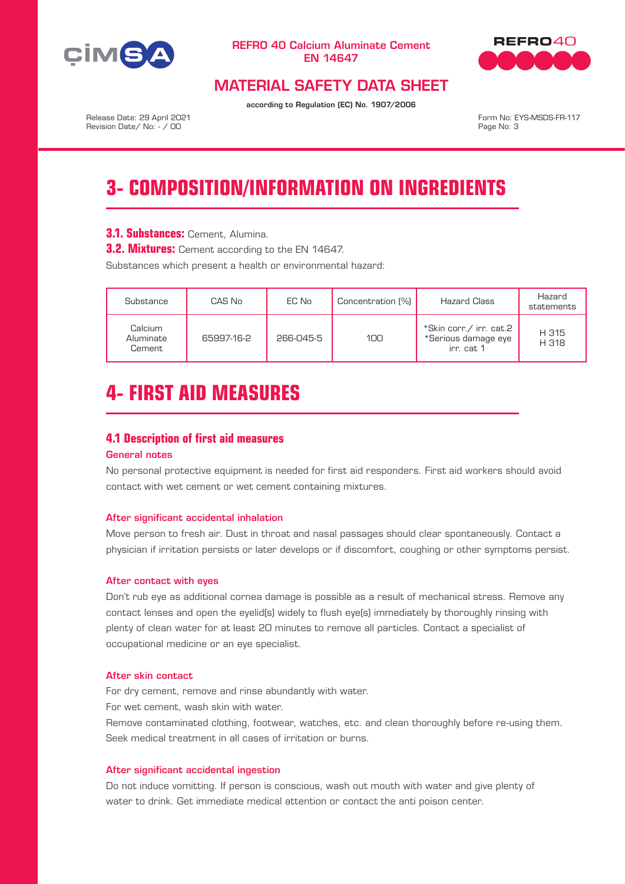# 3- COMPOSITION/INFORMATION ON INGREDIENTS

**3.1. Substances:** Cement, Alumina.

**3.2. Mixtures:** Cement according to the EN 14647.

Substances which present a health or environmental hazard:

| Substance | CAS No | EC No | Concentration (%) | Hazard Class | Hazard statements |
|---|---|---|---|---|---|
| Calcium Aluminate Cement | 65997-16-2 | 266-045-5 | 100 | *Skin corr./ irr. cat.2 *Serious damage eye irr. cat 1 | H 315 H 318 |

# 4- FIRST AID MEASURES

## 4.1 Description of first aid measures

### General notes

No personal protective equipment is needed for first aid responders. First aid workers should avoid contact with wet cement or wet cement containing mixtures.

### After significant accidental inhalation

Move person to fresh air. Dust in throat and nasal passages should clear spontaneously. Contact a physician if irritation persists or later develops or if discomfort, coughing or other symptoms persist.

### After contact with eyes

Don't rub eye as additional cornea damage is possible as a result of mechanical stress. Remove any contact lenses and open the eyelid(s) widely to flush eye(s) immediately by thoroughly rinsing with plenty of clean water for at least 20 minutes to remove all particles. Contact a specialist of occupational medicine or an eye specialist.

### After skin contact

For dry cement, remove and rinse abundantly with water.
For wet cement, wash skin with water.
Remove contaminated clothing, footwear, watches, etc. and clean thoroughly before re-using them. Seek medical treatment in all cases of irritation or burns.

### After significant accidental ingestion

Do not induce vomitting. If person is conscious, wash out mouth with water and give plenty of water to drink. Get immediate medical attention or contact the anti poison center.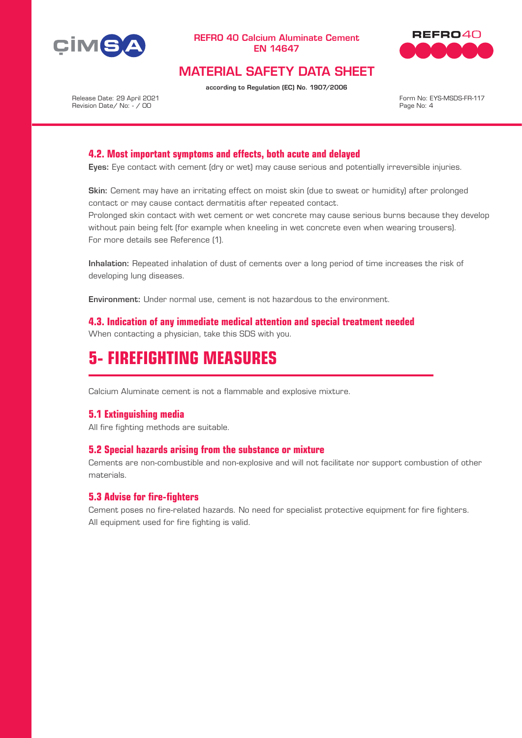### 4.2. Most important symptoms and effects, both acute and delayed

**Eyes:** Eye contact with cement (dry or wet) may cause serious and potentially irreversible injuries.

**Skin:** Cement may have an irritating effect on moist skin (due to sweat or humidity) after prolonged contact or may cause contact dermatitis after repeated contact.
Prolonged skin contact with wet cement or wet concrete may cause serious burns because they develop without pain being felt (for example when kneeling in wet concrete even when wearing trousers).
For more details see Reference (1).

**Inhalation:** Repeated inhalation of dust of cements over a long period of time increases the risk of developing lung diseases.

**Environment:** Under normal use, cement is not hazardous to the environment.

### 4.3. Indication of any immediate medical attention and special treatment needed

When contacting a physician, take this SDS with you.

# 5- FIREFIGHTING MEASURES

Calcium Aluminate cement is not a flammable and explosive mixture.

### 5.1 Extinguishing media

All fire fighting methods are suitable.

### 5.2 Special hazards arising from the substance or mixture

Cements are non-combustible and non-explosive and will not facilitate nor support combustion of other materials.

### 5.3 Advise for fire-fighters

Cement poses no fire-related hazards. No need for specialist protective equipment for fire fighters.
All equipment used for fire fighting is valid.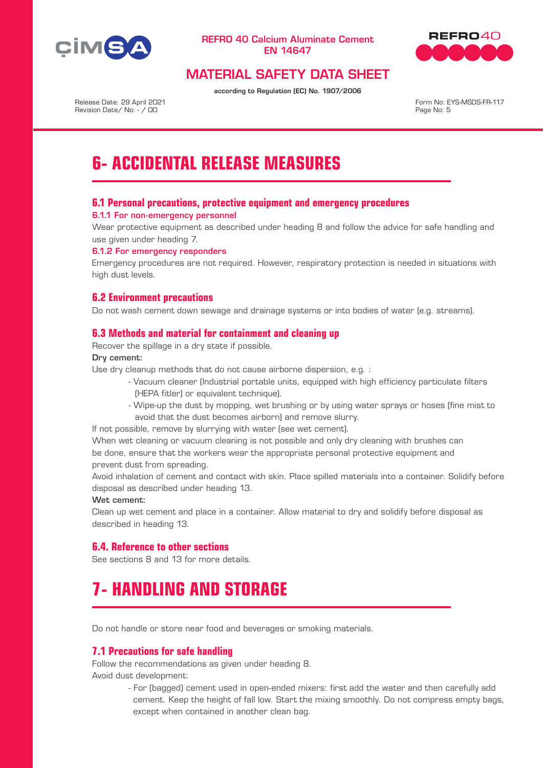# 6- ACCIDENTAL RELEASE MEASURES

## 6.1 Personal precautions, protective equipment and emergency procedures

### 6.1.1 For non-emergency personnel

Wear protective equipment as described under heading 8 and follow the advice for safe handling and use given under heading 7.

### 6.1.2 For emergency responders

Emergency procedures are not required. However, respiratory protection is needed in situations with high dust levels.

## 6.2 Environment precautions

Do not wash cement down sewage and drainage systems or into bodies of water (e.g. streams).

## 6.3 Methods and material for containment and cleaning up

Recover the spillage in a dry state if possible.

**Dry cement:**

Use dry cleanup methods that do not cause airborne dispersion, e.g. :

- Vacuum cleaner (Industrial portable units, equipped with high efficiency particulate filters (HEPA fitler) or equivalent technique).
- Wipe-up the dust by mopping, wet brushing or by using water sprays or hoses (fine mist to avoid that the dust becomes airborn) and remove slurry.

If not possible, remove by slurrying with water (see wet cement).

When wet cleaning or vacuum cleaning is not possible and only dry cleaning with brushes can be done, ensure that the workers wear the appropriate personal protective equipment and prevent dust from spreading.

Avoid inhalation of cement and contact with skin. Place spilled materials into a container. Solidify before disposal as described under heading 13.

**Wet cement:**

Clean up wet cement and place in a container. Allow material to dry and solidify before disposal as described in heading 13.

## 6.4. Reference to other sections

See sections 8 and 13 for more details.

# 7- HANDLING AND STORAGE

Do not handle or store near food and beverages or smoking materials.

## 7.1 Precautions for safe handling

Follow the recommendations as given under heading 8.

Avoid dust development:

- For (bagged) cement used in open-ended mixers: first add the water and then carefully add cement. Keep the height of fall low. Start the mixing smoothly. Do not compress empty bags, except when contained in another clean bag.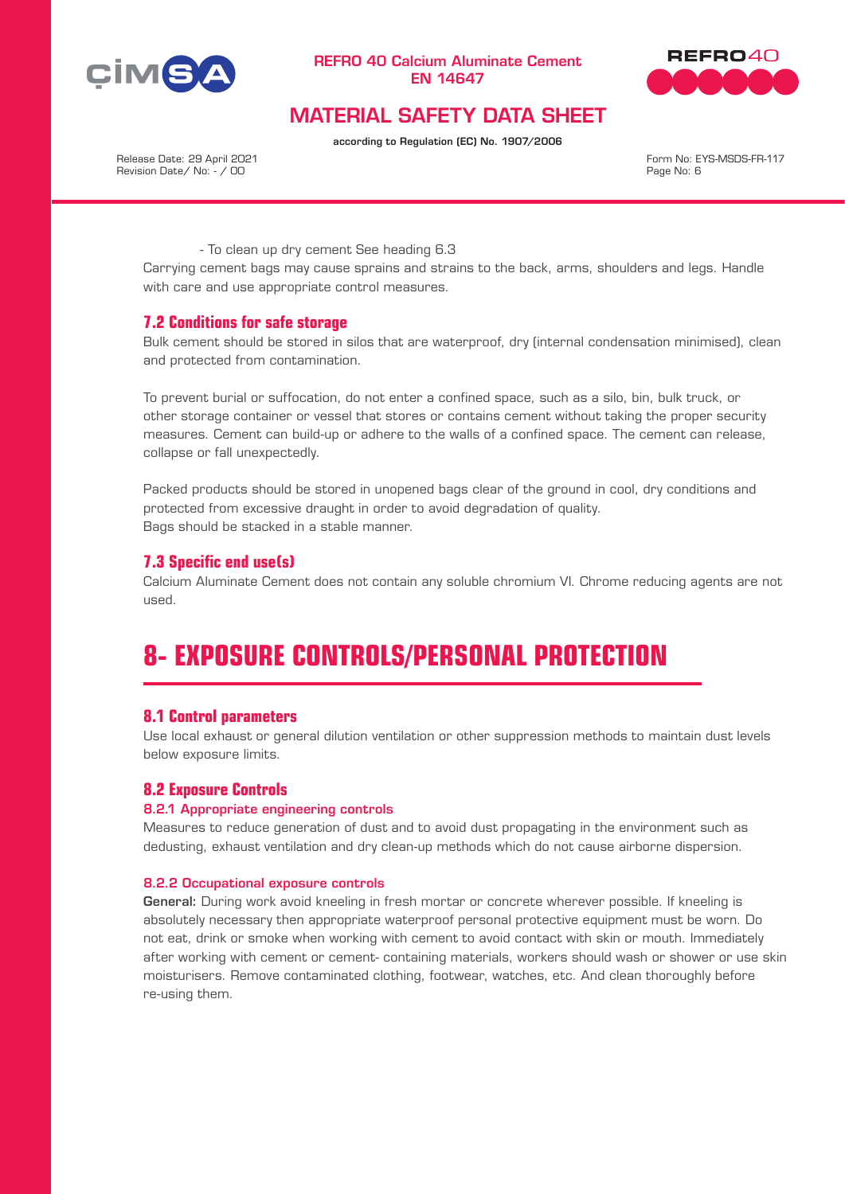- To clean up dry cement See heading 6.3

Carrying cement bags may cause sprains and strains to the back, arms, shoulders and legs. Handle with care and use appropriate control measures.

### 7.2 Conditions for safe storage

Bulk cement should be stored in silos that are waterproof, dry (internal condensation minimised), clean and protected from contamination.

To prevent burial or suffocation, do not enter a confined space, such as a silo, bin, bulk truck, or other storage container or vessel that stores or contains cement without taking the proper security measures. Cement can build-up or adhere to the walls of a confined space. The cement can release, collapse or fall unexpectedly.

Packed products should be stored in unopened bags clear of the ground in cool, dry conditions and protected from excessive draught in order to avoid degradation of quality.
Bags should be stacked in a stable manner.

### 7.3 Specific end use(s)

Calcium Aluminate Cement does not contain any soluble chromium VI. Chrome reducing agents are not used.

## 8- EXPOSURE CONTROLS/PERSONAL PROTECTION

### 8.1 Control parameters

Use local exhaust or general dilution ventilation or other suppression methods to maintain dust levels below exposure limits.

### 8.2 Exposure Controls

#### 8.2.1 Appropriate engineering controls

Measures to reduce generation of dust and to avoid dust propagating in the environment such as dedusting, exhaust ventilation and dry clean-up methods which do not cause airborne dispersion.

#### 8.2.2 Occupational exposure controls

**General:** During work avoid kneeling in fresh mortar or concrete wherever possible. If kneeling is absolutely necessary then appropriate waterproof personal protective equipment must be worn. Do not eat, drink or smoke when working with cement to avoid contact with skin or mouth. Immediately after working with cement or cement- containing materials, workers should wash or shower or use skin moisturisers. Remove contaminated clothing, footwear, watches, etc. And clean thoroughly before re-using them.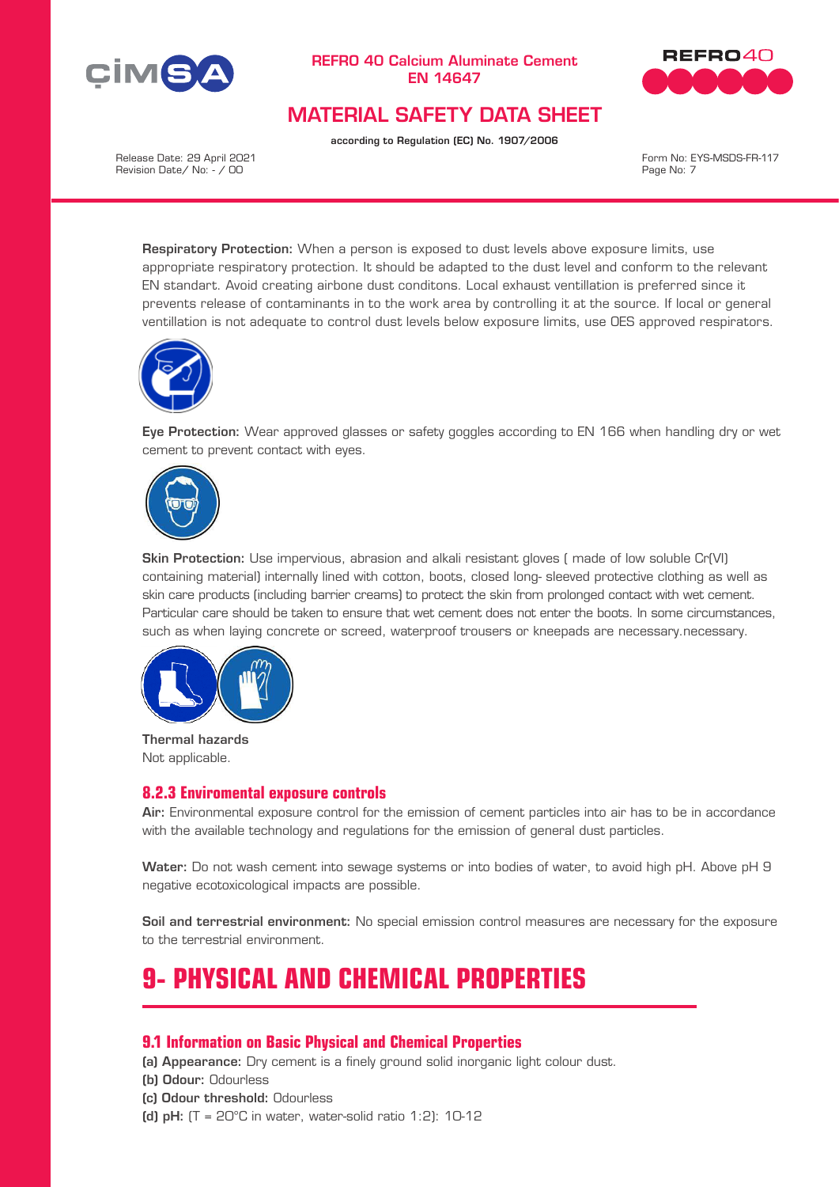**Respiratory Protection:** When a person is exposed to dust levels above exposure limits, use appropriate respiratory protection. It should be adapted to the dust level and conform to the relevant EN standart. Avoid creating airbone dust conditons. Local exhaust ventillation is preferred since it prevents release of contaminants in to the work area by controlling it at the source. If local or general ventillation is not adequate to control dust levels below exposure limits, use OES approved respirators.

**Eye Protection:** Wear approved glasses or safety goggles according to EN 166 when handling dry or wet cement to prevent contact with eyes.

**Skin Protection:** Use impervious, abrasion and alkali resistant gloves ( made of low soluble Cr(VI) containing material) internally lined with cotton, boots, closed long- sleeved protective clothing as well as skin care products (including barrier creams) to protect the skin from prolonged contact with wet cement. Particular care should be taken to ensure that wet cement does not enter the boots. In some circumstances, such as when laying concrete or screed, waterproof trousers or kneepads are necessary.necessary.

**Thermal hazards**
Not applicable.

### 8.2.3 Enviromental exposure controls

**Air:** Environmental exposure control for the emission of cement particles into air has to be in accordance with the available technology and regulations for the emission of general dust particles.

**Water:** Do not wash cement into sewage systems or into bodies of water, to avoid high pH. Above pH 9 negative ecotoxicological impacts are possible.

**Soil and terrestrial environment:** No special emission control measures are necessary for the exposure to the terrestrial environment.

# 9- PHYSICAL AND CHEMICAL PROPERTIES

### 9.1 Information on Basic Physical and Chemical Properties

**(a) Appearance:** Dry cement is a finely ground solid inorganic light colour dust.
**(b) Odour:** Odourless
**(c) Odour threshold:** Odourless
**(d) pH:** (T = 20°C in water, water-solid ratio 1:2): 10-12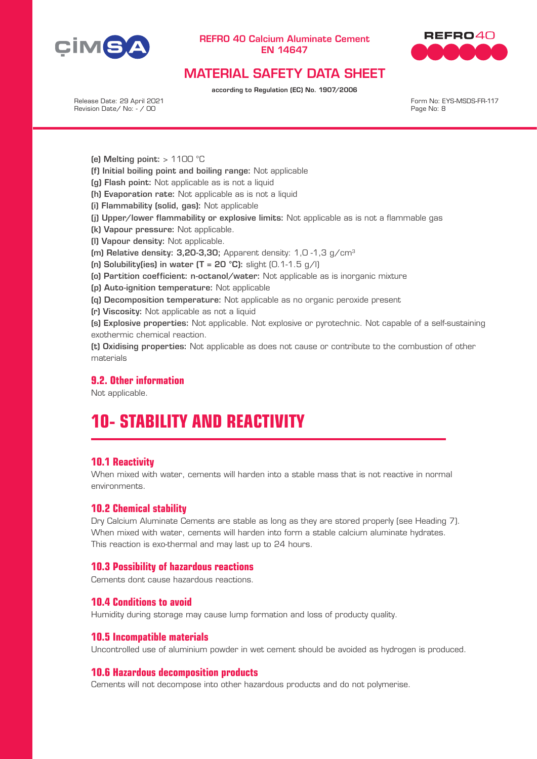**(e) Melting point:** > 1100 °C

**(f) Initial boiling point and boiling range:** Not applicable

**(g) Flash point:** Not applicable as is not a liquid

**(h) Evaporation rate:** Not applicable as is not a liquid

**(i) Flammability (solid, gas):** Not applicable

**(j) Upper/lower flammability or explosive limits:** Not applicable as is not a flammable gas

**(k) Vapour pressure:** Not applicable.

**(l) Vapour density:** Not applicable.

**(m) Relative density: 3,20-3,30;** Apparent density: 1,0 -1,3 g/cm$^3$

**(n) Solubility(ies) in water (T = 20 °C):** slight (0.1-1.5 g/l)

**(o) Partition coefficient: n-octanol/water:** Not applicable as is inorganic mixture

**(p) Auto-ignition temperature:** Not applicable

**(q) Decomposition temperature:** Not applicable as no organic peroxide present

**(r) Viscosity:** Not applicable as not a liquid

**(s) Explosive properties:** Not applicable. Not explosive or pyrotechnic. Not capable of a self-sustaining exothermic chemical reaction.

**(t) Oxidising properties:** Not applicable as does not cause or contribute to the combustion of other materials

### 9.2. Other information

Not applicable.

# 10- STABILITY AND REACTIVITY

### 10.1 Reactivity

When mixed with water, cements will harden into a stable mass that is not reactive in normal environments.

### 10.2 Chemical stability

Dry Calcium Aluminate Cements are stable as long as they are stored properly (see Heading 7). When mixed with water, cements will harden into form a stable calcium aluminate hydrates. This reaction is exo-thermal and may last up to 24 hours.

### 10.3 Possibility of hazardous reactions

Cements dont cause hazardous reactions.

### 10.4 Conditions to avoid

Humidity during storage may cause lump formation and loss of producty quality.

### 10.5 Incompatible materials

Uncontrolled use of aluminium powder in wet cement should be avoided as hydrogen is produced.

### 10.6 Hazardous decomposition products

Cements will not decompose into other hazardous products and do not polymerise.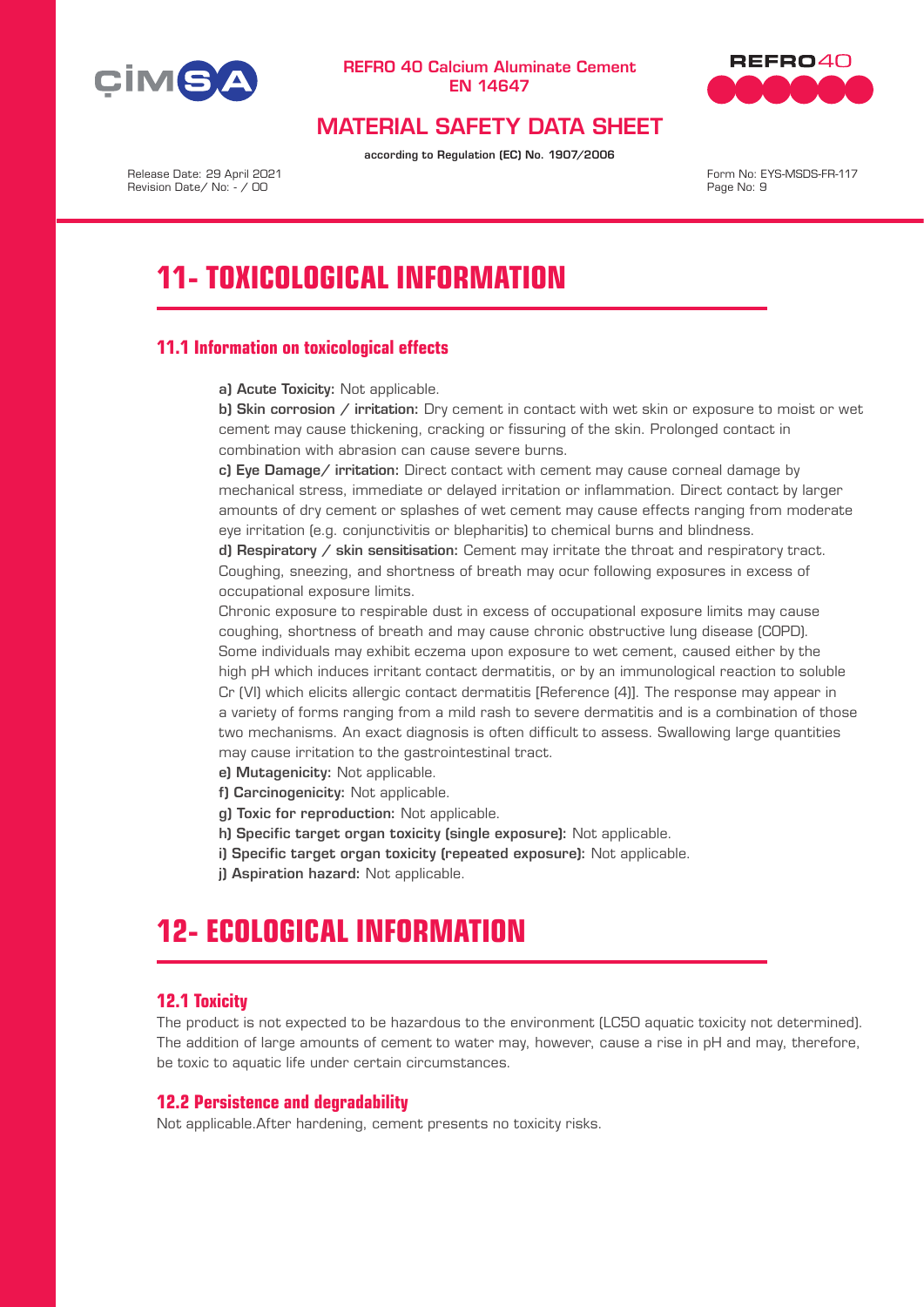# 11- TOXICOLOGICAL INFORMATION

## 11.1 Information on toxicological effects

**a) Acute Toxicity:** Not applicable.

**b) Skin corrosion / irritation:** Dry cement in contact with wet skin or exposure to moist or wet cement may cause thickening, cracking or fissuring of the skin. Prolonged contact in combination with abrasion can cause severe burns.

**c) Eye Damage/ irritation:** Direct contact with cement may cause corneal damage by mechanical stress, immediate or delayed irritation or inflammation. Direct contact by larger amounts of dry cement or splashes of wet cement may cause effects ranging from moderate eye irritation (e.g. conjunctivitis or blepharitis) to chemical burns and blindness.

**d) Respiratory / skin sensitisation:** Cement may irritate the throat and respiratory tract. Coughing, sneezing, and shortness of breath may ocur following exposures in excess of occupational exposure limits.

Chronic exposure to respirable dust in excess of occupational exposure limits may cause coughing, shortness of breath and may cause chronic obstructive lung disease (COPD).

Some individuals may exhibit eczema upon exposure to wet cement, caused either by the high pH which induces irritant contact dermatitis, or by an immunological reaction to soluble Cr (VI) which elicits allergic contact dermatitis [Reference (4)]. The response may appear in a variety of forms ranging from a mild rash to severe dermatitis and is a combination of those two mechanisms. An exact diagnosis is often difficult to assess. Swallowing large quantities may cause irritation to the gastrointestinal tract.

**e) Mutagenicity:** Not applicable.

**f) Carcinogenicity:** Not applicable.

**g) Toxic for reproduction:** Not applicable.

**h) Specific target organ toxicity (single exposure):** Not applicable.

**i) Specific target organ toxicity (repeated exposure):** Not applicable.

**j) Aspiration hazard:** Not applicable.

# 12- ECOLOGICAL INFORMATION

## 12.1 Toxicity

The product is not expected to be hazardous to the environment (LC50 aquatic toxicity not determined). The addition of large amounts of cement to water may, however, cause a rise in pH and may, therefore, be toxic to aquatic life under certain circumstances.

## 12.2 Persistence and degradability

Not applicable.After hardening, cement presents no toxicity risks.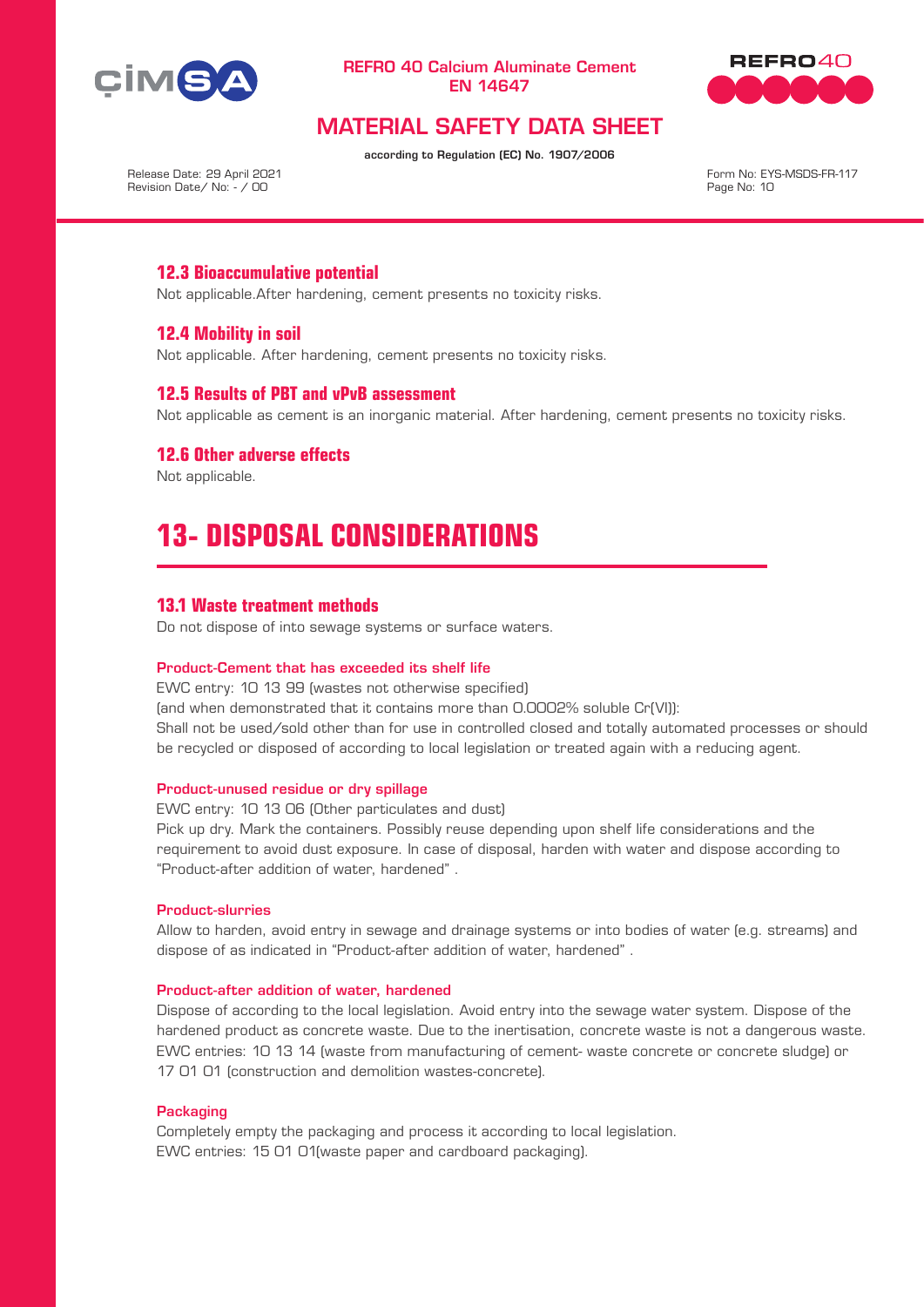### 12.3 Bioaccumulative potential

Not applicable.After hardening, cement presents no toxicity risks.

### 12.4 Mobility in soil

Not applicable. After hardening, cement presents no toxicity risks.

### 12.5 Results of PBT and vPvB assessment

Not applicable as cement is an inorganic material. After hardening, cement presents no toxicity risks.

### 12.6 Other adverse effects

Not applicable.

## 13- DISPOSAL CONSIDERATIONS

### 13.1 Waste treatment methods

Do not dispose of into sewage systems or surface waters.

**Product-Cement that has exceeded its shelf life**

EWC entry: 10 13 99 (wastes not otherwise specified)
(and when demonstrated that it contains more than 0.0002% soluble Cr(VI)):
Shall not be used/sold other than for use in controlled closed and totally automated processes or should be recycled or disposed of according to local legislation or treated again with a reducing agent.

**Product-unused residue or dry spillage**

EWC entry: 10 13 06 (Other particulates and dust)
Pick up dry. Mark the containers. Possibly reuse depending upon shelf life considerations and the requirement to avoid dust exposure. In case of disposal, harden with water and dispose according to "Product-after addition of water, hardened" .

**Product-slurries**

Allow to harden, avoid entry in sewage and drainage systems or into bodies of water (e.g. streams) and dispose of as indicated in "Product-after addition of water, hardened" .

**Product-after addition of water, hardened**

Dispose of according to the local legislation. Avoid entry into the sewage water system. Dispose of the hardened product as concrete waste. Due to the inertisation, concrete waste is not a dangerous waste. EWC entries: 10 13 14 (waste from manufacturing of cement- waste concrete or concrete sludge) or 17 01 01 (construction and demolition wastes-concrete).

**Packaging**

Completely empty the packaging and process it according to local legislation.
EWC entries: 15 01 01(waste paper and cardboard packaging).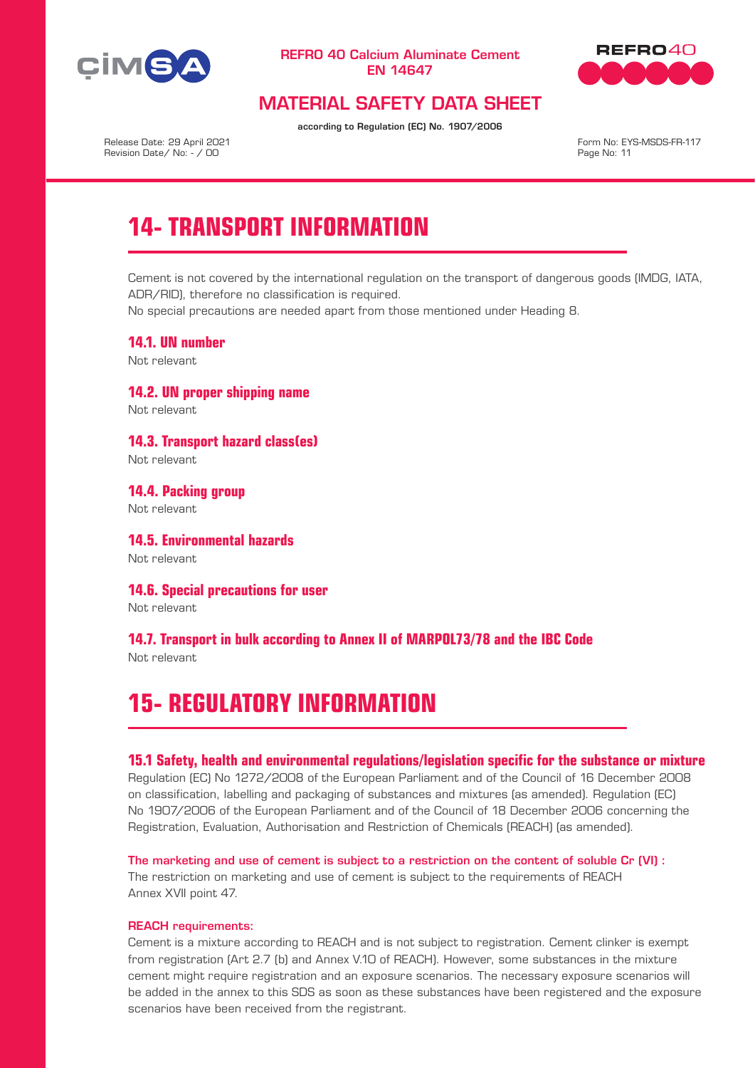# 14- TRANSPORT INFORMATION

Cement is not covered by the international regulation on the transport of dangerous goods (IMDG, IATA, ADR/RID), therefore no classification is required.
No special precautions are needed apart from those mentioned under Heading 8.

### 14.1. UN number

Not relevant

### 14.2. UN proper shipping name

Not relevant

### 14.3. Transport hazard class(es)

Not relevant

### 14.4. Packing group

Not relevant

### 14.5. Environmental hazards

Not relevant

### 14.6. Special precautions for user

Not relevant

### 14.7. Transport in bulk according to Annex II of MARPOL73/78 and the IBC Code

Not relevant

# 15- REGULATORY INFORMATION

### 15.1 Safety, health and environmental regulations/legislation specific for the substance or mixture

Regulation (EC) No 1272/2008 of the European Parliament and of the Council of 16 December 2008 on classification, labelling and packaging of substances and mixtures (as amended). Regulation (EC) No 1907/2006 of the European Parliament and of the Council of 18 December 2006 concerning the Registration, Evaluation, Authorisation and Restriction of Chemicals (REACH) (as amended).

**The marketing and use of cement is subject to a restriction on the content of soluble Cr (VI) :**
The restriction on marketing and use of cement is subject to the requirements of REACH Annex XVII point 47.

**REACH requirements:**
Cement is a mixture according to REACH and is not subject to registration. Cement clinker is exempt from registration (Art 2.7 (b) and Annex V.10 of REACH). However, some substances in the mixture cement might require registration and an exposure scenarios. The necessary exposure scenarios will be added in the annex to this SDS as soon as these substances have been registered and the exposure scenarios have been received from the registrant.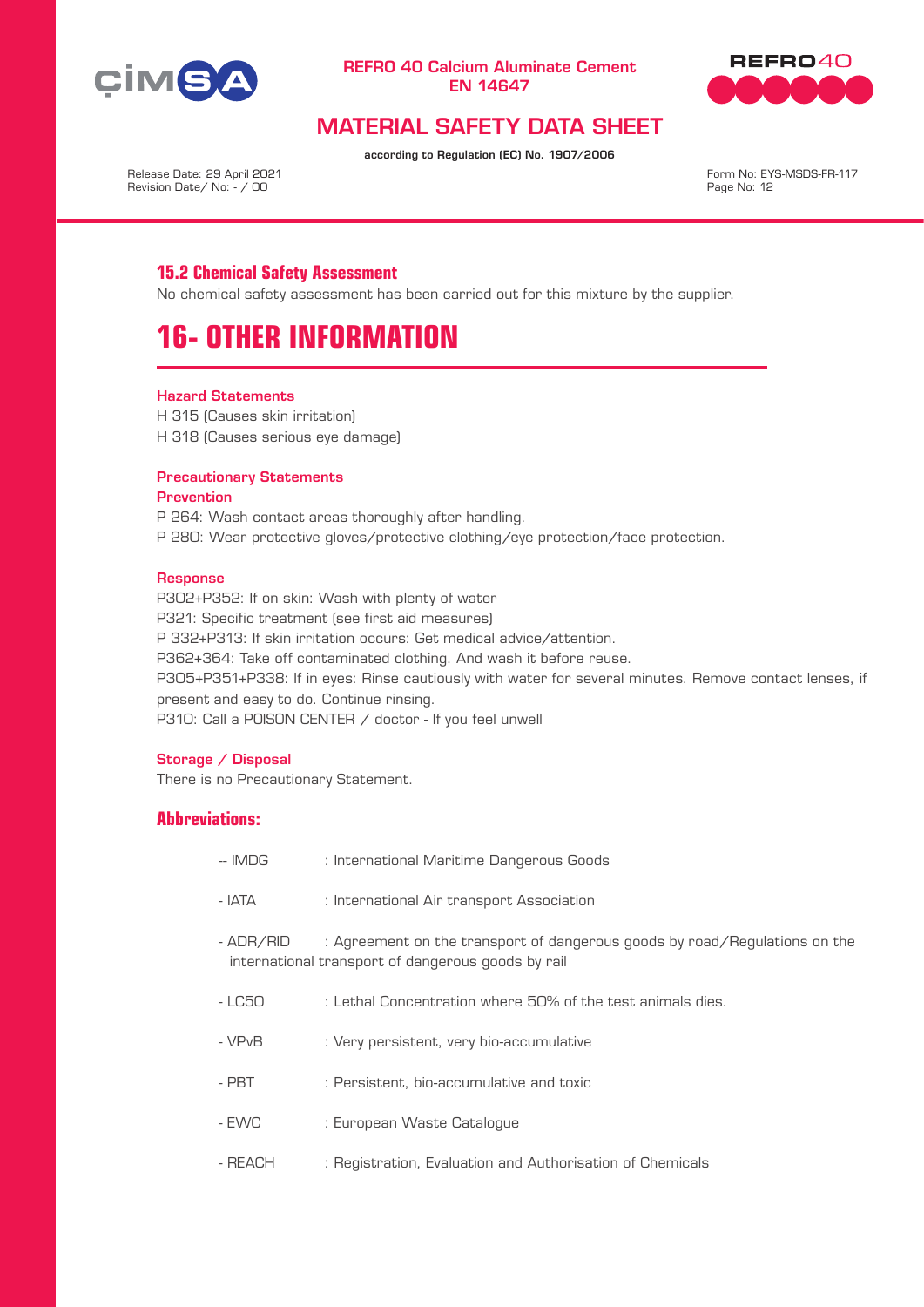### 15.2 Chemical Safety Assessment

No chemical safety assessment has been carried out for this mixture by the supplier.

# 16- OTHER INFORMATION

**Hazard Statements**

H 315 (Causes skin irritation)

H 318 (Causes serious eye damage)

**Precautionary Statements**

**Prevention**

P 264: Wash contact areas thoroughly after handling.

P 280: Wear protective gloves/protective clothing/eye protection/face protection.

**Response**

P302+P352: If on skin: Wash with plenty of water

P321: Specific treatment (see first aid measures)

P 332+P313: If skin irritation occurs: Get medical advice/attention.

P362+364: Take off contaminated clothing. And wash it before reuse.

P305+P351+P338: If in eyes: Rinse cautiously with water for several minutes. Remove contact lenses, if present and easy to do. Continue rinsing.

P310: Call a POISON CENTER / doctor - If you feel unwell

**Storage / Disposal**

There is no Precautionary Statement.

### Abbreviations:

-- IMDG : International Maritime Dangerous Goods

- IATA : International Air transport Association

- ADR/RID : Agreement on the transport of dangerous goods by road/Regulations on the international transport of dangerous goods by rail

- LC50 : Lethal Concentration where 50% of the test animals dies.

- VPvB : Very persistent, very bio-accumulative

- PBT : Persistent, bio-accumulative and toxic

- EWC : European Waste Catalogue

- REACH : Registration, Evaluation and Authorisation of Chemicals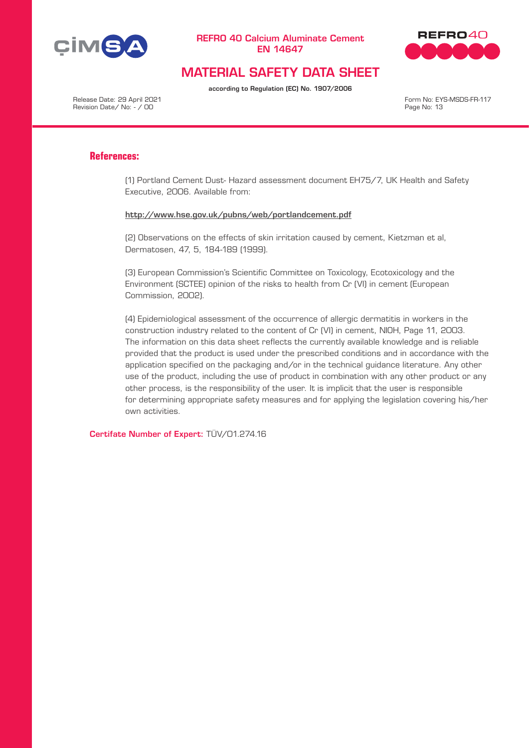## References:

(1) Portland Cement Dust- Hazard assessment document EH75/7, UK Health and Safety Executive, 2006. Available from:

**http://www.hse.gov.uk/pubns/web/portlandcement.pdf**

(2) Observations on the effects of skin irritation caused by cement, Kietzman et al, Dermatosen, 47, 5, 184-189 (1999).

(3) European Commission's Scientific Committee on Toxicology, Ecotoxicology and the Environment (SCTEE) opinion of the risks to health from Cr (VI) in cement (European Commission, 2002).

(4) Epidemiological assessment of the occurrence of allergic dermatitis in workers in the construction industry related to the content of Cr (VI) in cement, NIOH, Page 11, 2003. The information on this data sheet reflects the currently available knowledge and is reliable provided that the product is used under the prescribed conditions and in accordance with the application specified on the packaging and/or in the technical guidance literature. Any other use of the product, including the use of product in combination with any other product or any other process, is the responsibility of the user. It is implicit that the user is responsible for determining appropriate safety measures and for applying the legislation covering his/her own activities.

**Certifate Number of Expert:** TÜV/01.274.16